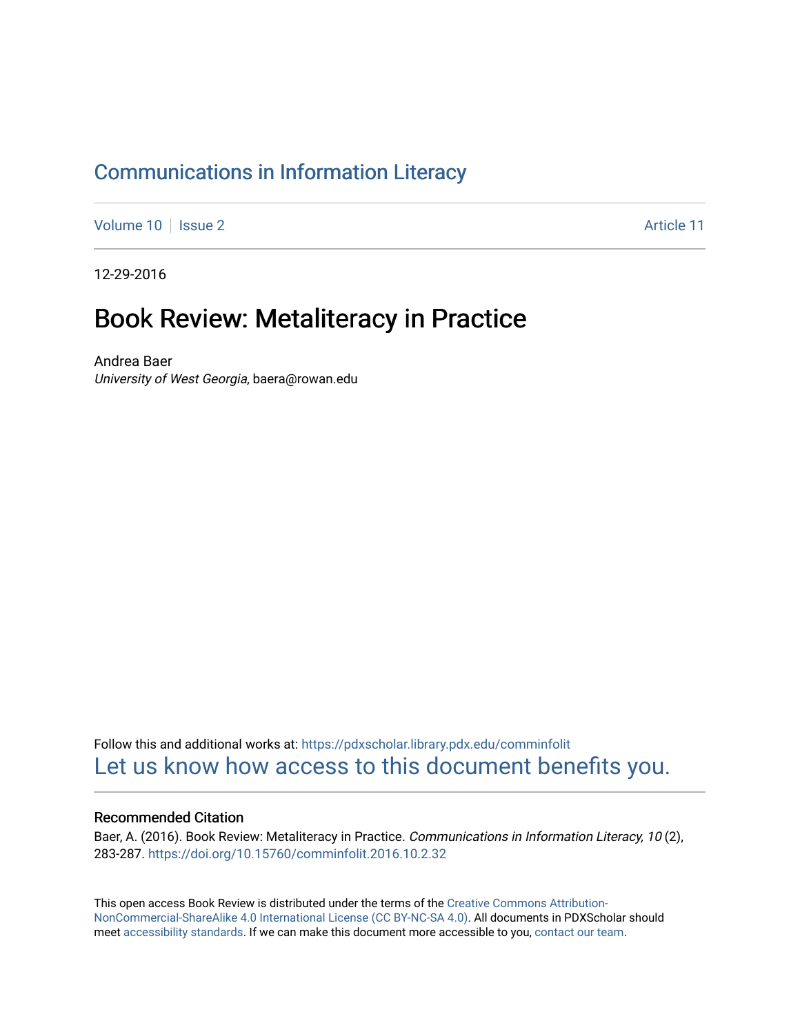# Communications in Information Literacy

Volume 10 | Issue 2 Article 11

12-29-2016

# Book Review: Metaliteracy in Practice

Andrea Baer
*University of West Georgia*, baera@rowan.edu

Follow this and additional works at: https://pdxscholar.library.pdx.edu/comminfolit
Let us know how access to this document benefits you.

## Recommended Citation

Baer, A. (2016). Book Review: Metaliteracy in Practice. *Communications in Information Literacy, 10* (2), 283-287. https://doi.org/10.15760/comminfolit.2016.10.2.32

This open access Book Review is distributed under the terms of the Creative Commons Attribution-NonCommercial-ShareAlike 4.0 International License (CC BY-NC-SA 4.0). All documents in PDXScholar should meet accessibility standards. If we can make this document more accessible to you, contact our team.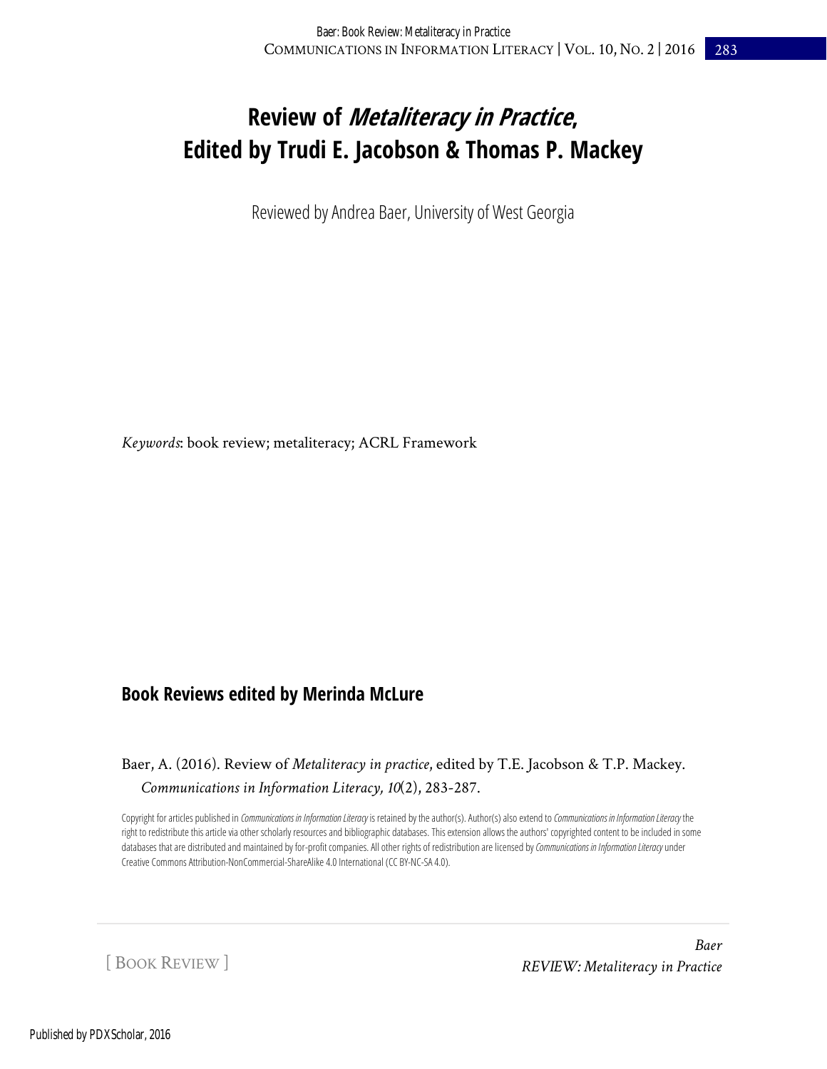# Review of *Metaliteracy in Practice*, Edited by Trudi E. Jacobson & Thomas P. Mackey

Reviewed by Andrea Baer, University of West Georgia

*Keywords*: book review; metaliteracy; ACRL Framework

## Book Reviews edited by Merinda McLure

Baer, A. (2016). Review of *Metaliteracy in practice*, edited by T.E. Jacobson & T.P. Mackey. *Communications in Information Literacy, 10*(2), 283-287.

Copyright for articles published in *Communications in Information Literacy* is retained by the author(s). Author(s) also extend to *Communications in Information Literacy* the right to redistribute this article via other scholarly resources and bibliographic databases. This extension allows the authors' copyrighted content to be included in some databases that are distributed and maintained by for-profit companies. All other rights of redistribution are licensed by *Communications in Information Literacy* under Creative Commons Attribution-NonCommercial-ShareAlike 4.0 International (CC BY-NC-SA 4.0).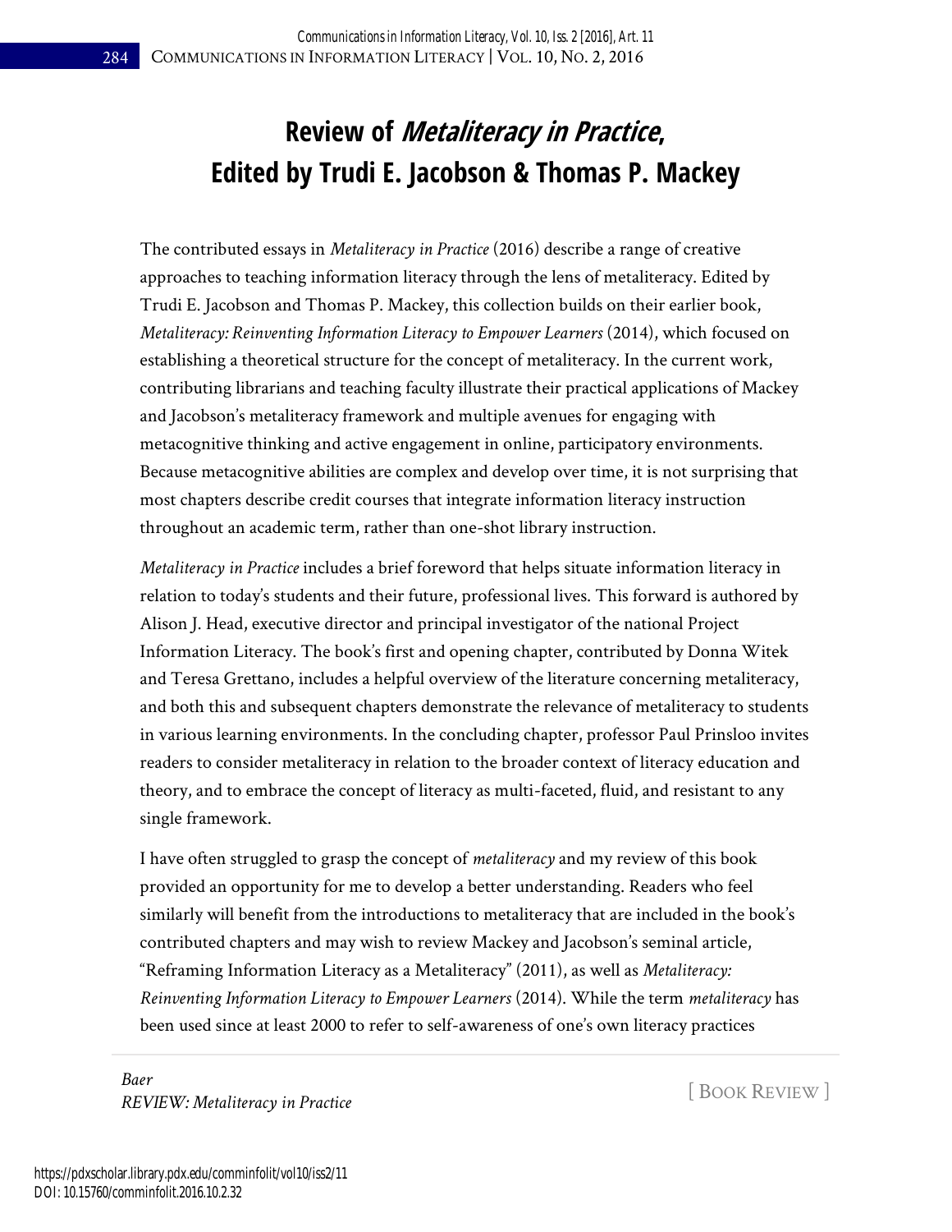# Review of *Metaliteracy in Practice*, Edited by Trudi E. Jacobson & Thomas P. Mackey

The contributed essays in *Metaliteracy in Practice* (2016) describe a range of creative approaches to teaching information literacy through the lens of metaliteracy. Edited by Trudi E. Jacobson and Thomas P. Mackey, this collection builds on their earlier book, *Metaliteracy: Reinventing Information Literacy to Empower Learners* (2014), which focused on establishing a theoretical structure for the concept of metaliteracy. In the current work, contributing librarians and teaching faculty illustrate their practical applications of Mackey and Jacobson's metaliteracy framework and multiple avenues for engaging with metacognitive thinking and active engagement in online, participatory environments. Because metacognitive abilities are complex and develop over time, it is not surprising that most chapters describe credit courses that integrate information literacy instruction throughout an academic term, rather than one-shot library instruction.

*Metaliteracy in Practice* includes a brief foreword that helps situate information literacy in relation to today's students and their future, professional lives. This forward is authored by Alison J. Head, executive director and principal investigator of the national Project Information Literacy. The book's first and opening chapter, contributed by Donna Witek and Teresa Grettano, includes a helpful overview of the literature concerning metaliteracy, and both this and subsequent chapters demonstrate the relevance of metaliteracy to students in various learning environments. In the concluding chapter, professor Paul Prinsloo invites readers to consider metaliteracy in relation to the broader context of literacy education and theory, and to embrace the concept of literacy as multi-faceted, fluid, and resistant to any single framework.

I have often struggled to grasp the concept of *metaliteracy* and my review of this book provided an opportunity for me to develop a better understanding. Readers who feel similarly will benefit from the introductions to metaliteracy that are included in the book's contributed chapters and may wish to review Mackey and Jacobson's seminal article, "Reframing Information Literacy as a Metaliteracy" (2011), as well as *Metaliteracy: Reinventing Information Literacy to Empower Learners* (2014). While the term *metaliteracy* has been used since at least 2000 to refer to self-awareness of one's own literacy practices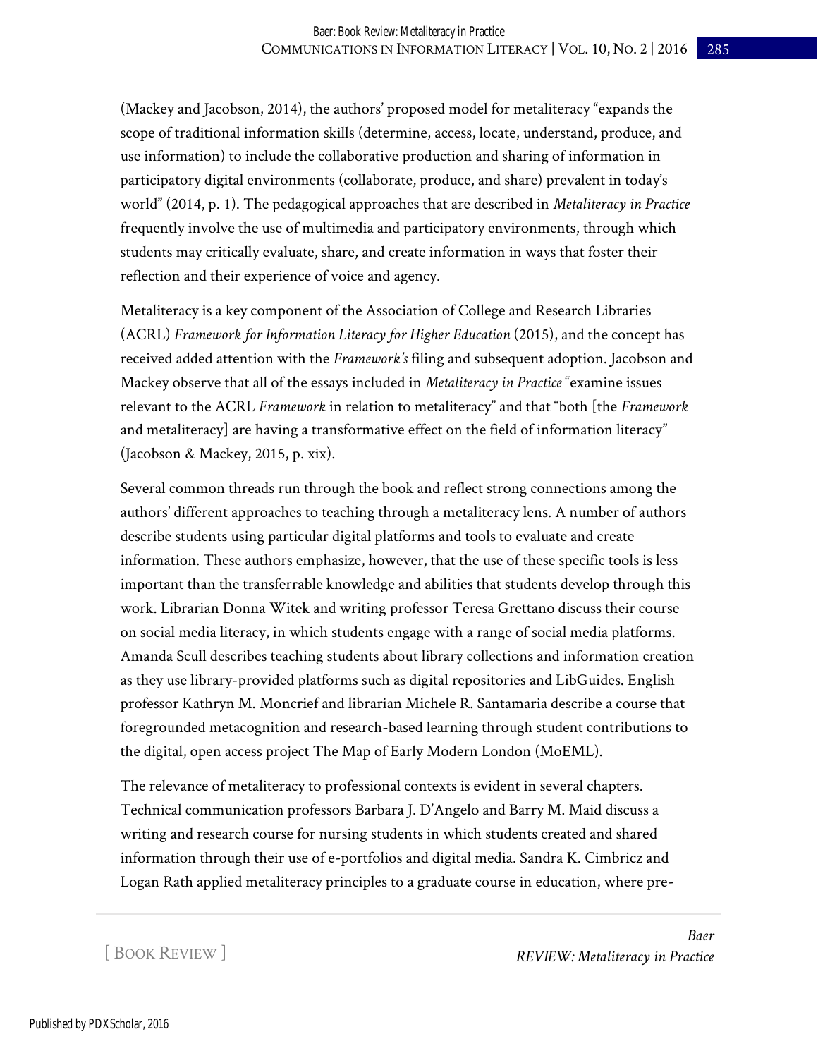(Mackey and Jacobson, 2014), the authors' proposed model for metaliteracy "expands the scope of traditional information skills (determine, access, locate, understand, produce, and use information) to include the collaborative production and sharing of information in participatory digital environments (collaborate, produce, and share) prevalent in today's world" (2014, p. 1). The pedagogical approaches that are described in *Metaliteracy in Practice* frequently involve the use of multimedia and participatory environments, through which students may critically evaluate, share, and create information in ways that foster their reflection and their experience of voice and agency.

Metaliteracy is a key component of the Association of College and Research Libraries (ACRL) *Framework for Information Literacy for Higher Education* (2015), and the concept has received added attention with the *Framework's* filing and subsequent adoption. Jacobson and Mackey observe that all of the essays included in *Metaliteracy in Practice* "examine issues relevant to the ACRL *Framework* in relation to metaliteracy" and that "both [the *Framework* and metaliteracy] are having a transformative effect on the field of information literacy" (Jacobson & Mackey, 2015, p. xix).

Several common threads run through the book and reflect strong connections among the authors' different approaches to teaching through a metaliteracy lens. A number of authors describe students using particular digital platforms and tools to evaluate and create information. These authors emphasize, however, that the use of these specific tools is less important than the transferrable knowledge and abilities that students develop through this work. Librarian Donna Witek and writing professor Teresa Grettano discuss their course on social media literacy, in which students engage with a range of social media platforms. Amanda Scull describes teaching students about library collections and information creation as they use library-provided platforms such as digital repositories and LibGuides. English professor Kathryn M. Moncrief and librarian Michele R. Santamaria describe a course that foregrounded metacognition and research-based learning through student contributions to the digital, open access project The Map of Early Modern London (MoEML).

The relevance of metaliteracy to professional contexts is evident in several chapters. Technical communication professors Barbara J. D'Angelo and Barry M. Maid discuss a writing and research course for nursing students in which students created and shared information through their use of e-portfolios and digital media. Sandra K. Cimbricz and Logan Rath applied metaliteracy principles to a graduate course in education, where pre-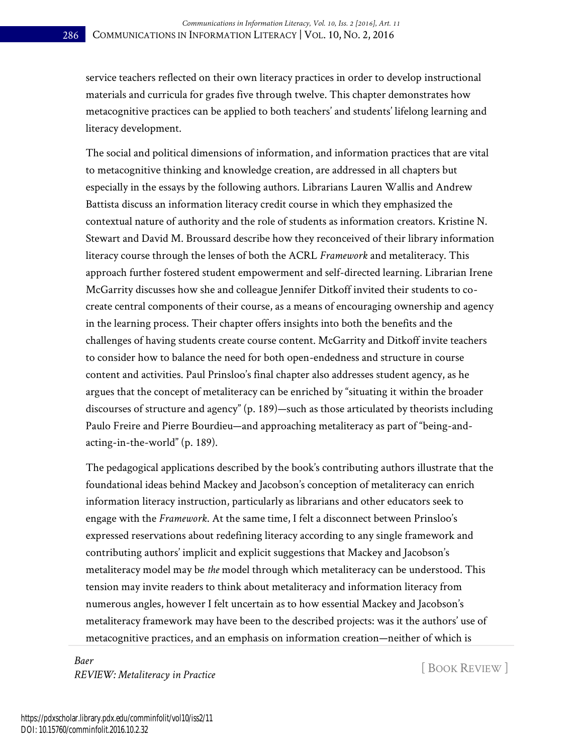service teachers reflected on their own literacy practices in order to develop instructional materials and curricula for grades five through twelve. This chapter demonstrates how metacognitive practices can be applied to both teachers' and students' lifelong learning and literacy development.

The social and political dimensions of information, and information practices that are vital to metacognitive thinking and knowledge creation, are addressed in all chapters but especially in the essays by the following authors. Librarians Lauren Wallis and Andrew Battista discuss an information literacy credit course in which they emphasized the contextual nature of authority and the role of students as information creators. Kristine N. Stewart and David M. Broussard describe how they reconceived of their library information literacy course through the lenses of both the ACRL *Framework* and metaliteracy. This approach further fostered student empowerment and self-directed learning. Librarian Irene McGarrity discusses how she and colleague Jennifer Ditkoff invited their students to co-create central components of their course, as a means of encouraging ownership and agency in the learning process. Their chapter offers insights into both the benefits and the challenges of having students create course content. McGarrity and Ditkoff invite teachers to consider how to balance the need for both open-endedness and structure in course content and activities. Paul Prinsloo's final chapter also addresses student agency, as he argues that the concept of metaliteracy can be enriched by "situating it within the broader discourses of structure and agency" (p. 189)—such as those articulated by theorists including Paulo Freire and Pierre Bourdieu—and approaching metaliteracy as part of "being-and-acting-in-the-world" (p. 189).

The pedagogical applications described by the book's contributing authors illustrate that the foundational ideas behind Mackey and Jacobson's conception of metaliteracy can enrich information literacy instruction, particularly as librarians and other educators seek to engage with the *Framework*. At the same time, I felt a disconnect between Prinsloo's expressed reservations about redefining literacy according to any single framework and contributing authors' implicit and explicit suggestions that Mackey and Jacobson's metaliteracy model may be *the* model through which metaliteracy can be understood. This tension may invite readers to think about metaliteracy and information literacy from numerous angles, however I felt uncertain as to how essential Mackey and Jacobson's metaliteracy framework may have been to the described projects: was it the authors' use of metacognitive practices, and an emphasis on information creation—neither of which is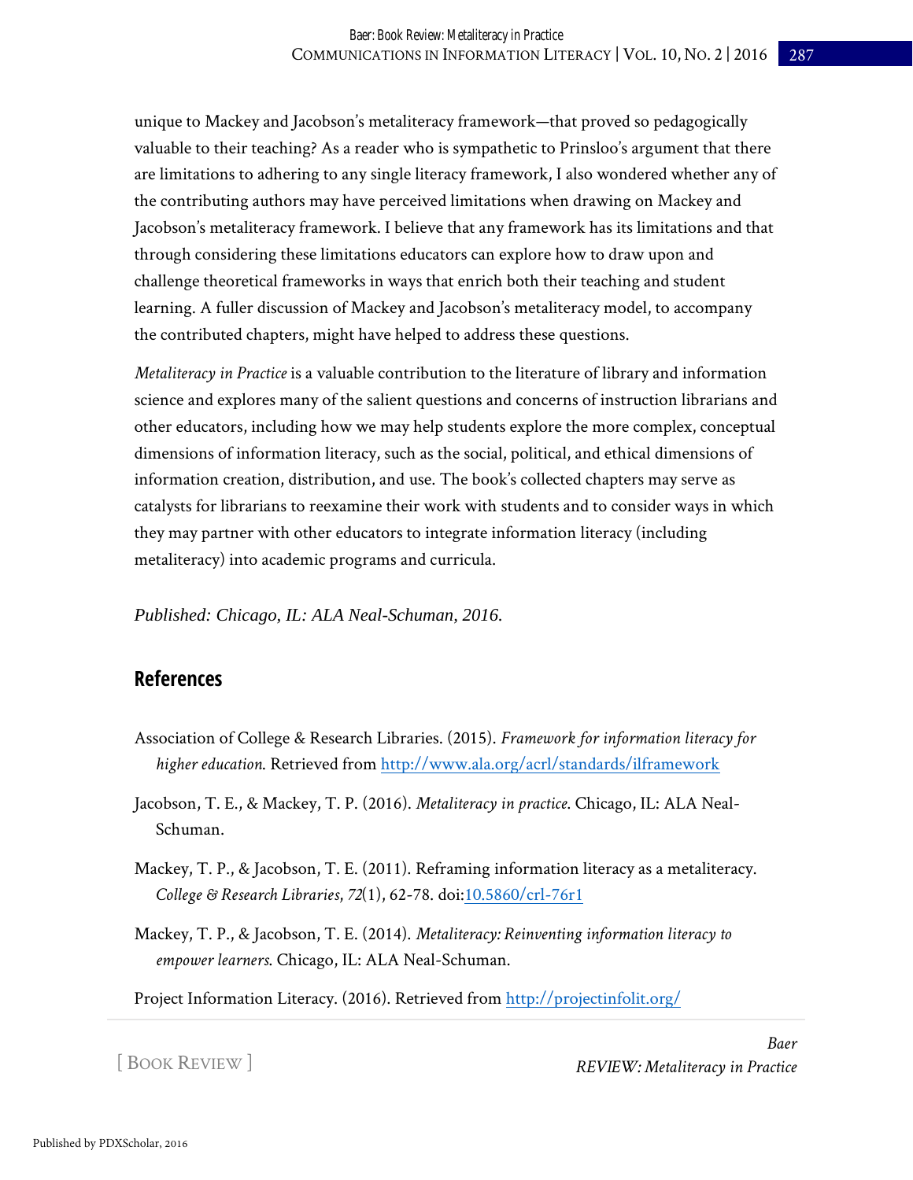unique to Mackey and Jacobson's metaliteracy framework—that proved so pedagogically valuable to their teaching? As a reader who is sympathetic to Prinsloo's argument that there are limitations to adhering to any single literacy framework, I also wondered whether any of the contributing authors may have perceived limitations when drawing on Mackey and Jacobson's metaliteracy framework. I believe that any framework has its limitations and that through considering these limitations educators can explore how to draw upon and challenge theoretical frameworks in ways that enrich both their teaching and student learning. A fuller discussion of Mackey and Jacobson's metaliteracy model, to accompany the contributed chapters, might have helped to address these questions.

*Metaliteracy in Practice* is a valuable contribution to the literature of library and information science and explores many of the salient questions and concerns of instruction librarians and other educators, including how we may help students explore the more complex, conceptual dimensions of information literacy, such as the social, political, and ethical dimensions of information creation, distribution, and use. The book's collected chapters may serve as catalysts for librarians to reexamine their work with students and to consider ways in which they may partner with other educators to integrate information literacy (including metaliteracy) into academic programs and curricula.

*Published: Chicago, IL: ALA Neal-Schuman, 2016.*

## References

Association of College & Research Libraries. (2015). *Framework for information literacy for higher education.* Retrieved from http://www.ala.org/acrl/standards/ilframework

Jacobson, T. E., & Mackey, T. P. (2016). *Metaliteracy in practice.* Chicago, IL: ALA Neal-Schuman.

Mackey, T. P., & Jacobson, T. E. (2011). Reframing information literacy as a metaliteracy. *College & Research Libraries, 72*(1), 62-78. doi:10.5860/crl-76r1

Mackey, T. P., & Jacobson, T. E. (2014). *Metaliteracy: Reinventing information literacy to empower learners.* Chicago, IL: ALA Neal-Schuman.

Project Information Literacy. (2016). Retrieved from http://projectinfolit.org/